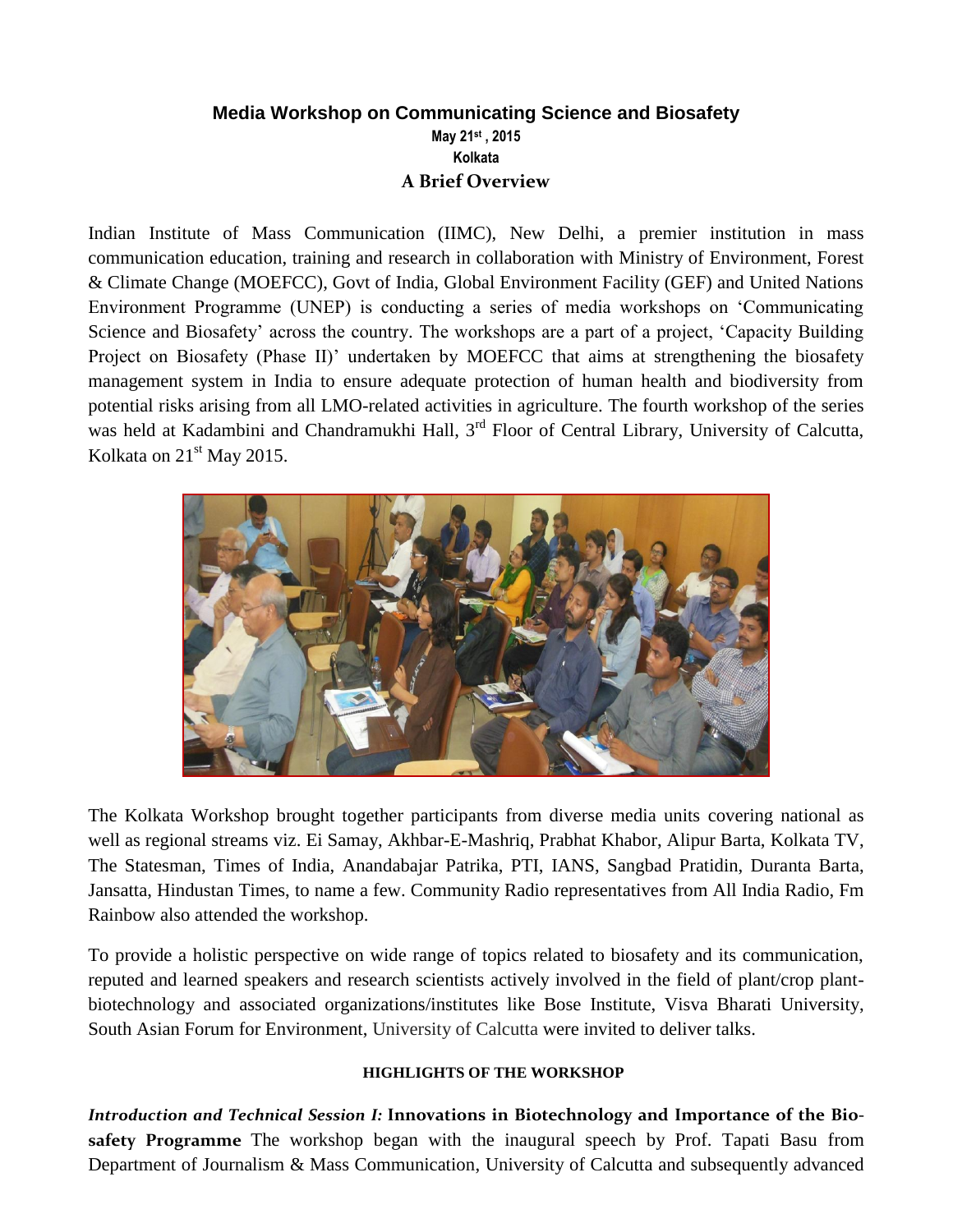# Media Workshop on Communicating Science and Biosafety

**May 21st , 2015**

**Kolkata**

## A Brief Overview

Indian Institute of Mass Communication (IIMC), New Delhi, a premier institution in mass communication education, training and research in collaboration with Ministry of Environment, Forest & Climate Change (MOEFCC), Govt of India, Global Environment Facility (GEF) and United Nations Environment Programme (UNEP) is conducting a series of media workshops on 'Communicating Science and Biosafety' across the country. The workshops are a part of a project, 'Capacity Building Project on Biosafety (Phase II)' undertaken by MOEFCC that aims at strengthening the biosafety management system in India to ensure adequate protection of human health and biodiversity from potential risks arising from all LMO-related activities in agriculture. The fourth workshop of the series was held at Kadambini and Chandramukhi Hall, 3rd Floor of Central Library, University of Calcutta, Kolkata on 21st May 2015.

The Kolkata Workshop brought together participants from diverse media units covering national as well as regional streams viz. Ei Samay, Akhbar-E-Mashriq, Prabhat Khabor, Alipur Barta, Kolkata TV, The Statesman, Times of India, Anandabajar Patrika, PTI, IANS, Sangbad Pratidin, Duranta Barta, Jansatta, Hindustan Times, to name a few. Community Radio representatives from All India Radio, Fm Rainbow also attended the workshop.

To provide a holistic perspective on wide range of topics related to biosafety and its communication, reputed and learned speakers and research scientists actively involved in the field of plant/crop plant-biotechnology and associated organizations/institutes like Bose Institute, Visva Bharati University, South Asian Forum for Environment, University of Calcutta were invited to deliver talks.

### HIGHLIGHTS OF THE WORKSHOP

***Introduction and Technical Session I:*** **Innovations in Biotechnology and Importance of the Bio-safety Programme** The workshop began with the inaugural speech by Prof. Tapati Basu from Department of Journalism & Mass Communication, University of Calcutta and subsequently advanced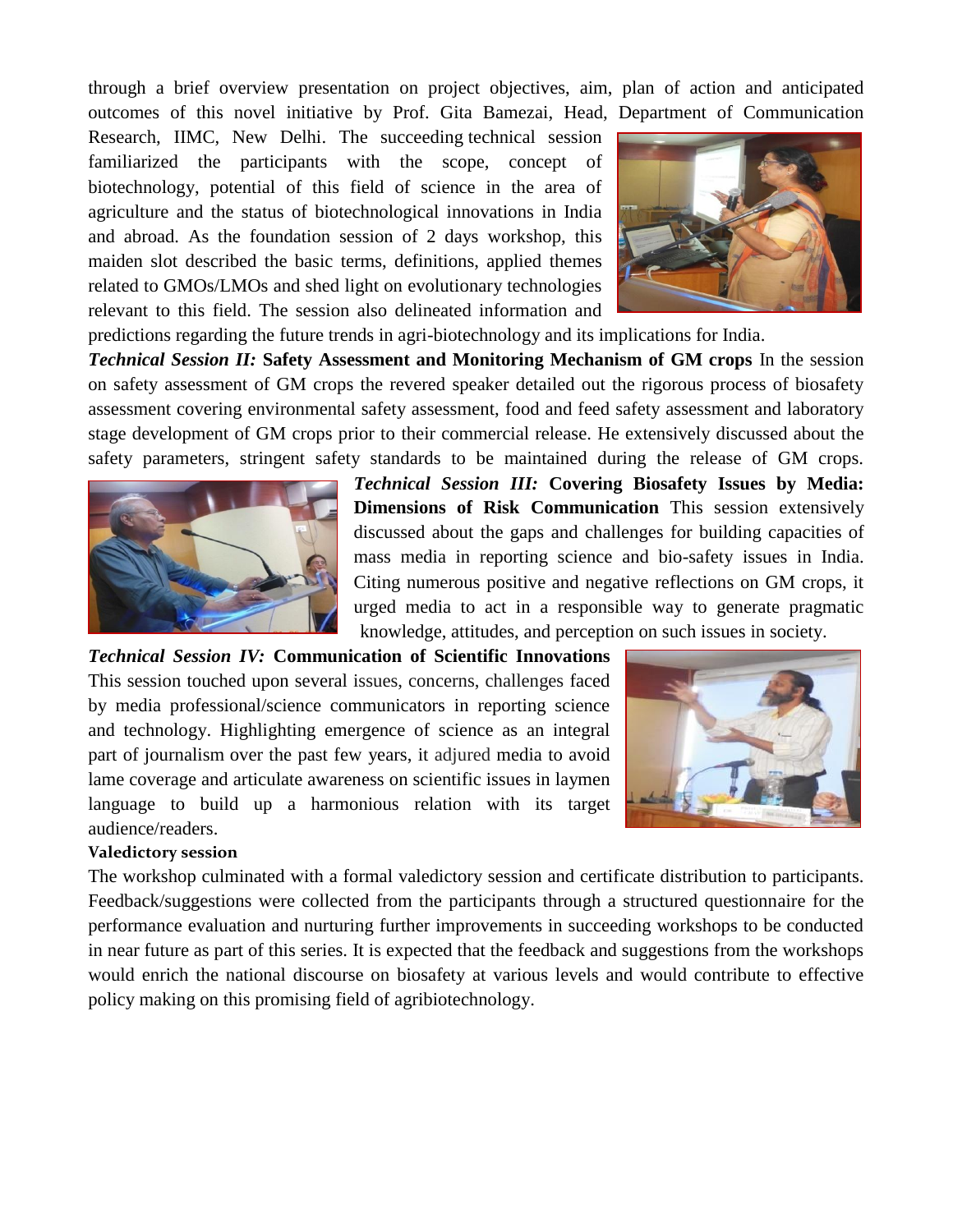through a brief overview presentation on project objectives, aim, plan of action and anticipated outcomes of this novel initiative by Prof. Gita Bamezai, Head, Department of Communication Research, IIMC, New Delhi. The succeeding technical session familiarized the participants with the scope, concept of biotechnology, potential of this field of science in the area of agriculture and the status of biotechnological innovations in India and abroad. As the foundation session of 2 days workshop, this maiden slot described the basic terms, definitions, applied themes related to GMOs/LMOs and shed light on evolutionary technologies relevant to this field. The session also delineated information and predictions regarding the future trends in agri-biotechnology and its implications for India.

***Technical Session II:*** **Safety Assessment and Monitoring Mechanism of GM crops** In the session on safety assessment of GM crops the revered speaker detailed out the rigorous process of biosafety assessment covering environmental safety assessment, food and feed safety assessment and laboratory stage development of GM crops prior to their commercial release. He extensively discussed about the safety parameters, stringent safety standards to be maintained during the release of GM crops.

***Technical Session III:*** **Covering Biosafety Issues by Media: Dimensions of Risk Communication** This session extensively discussed about the gaps and challenges for building capacities of mass media in reporting science and bio-safety issues in India. Citing numerous positive and negative reflections on GM crops, it urged media to act in a responsible way to generate pragmatic knowledge, attitudes, and perception on such issues in society.

***Technical Session IV:*** **Communication of Scientific Innovations** This session touched upon several issues, concerns, challenges faced by media professional/science communicators in reporting science and technology. Highlighting emergence of science as an integral part of journalism over the past few years, it adjured media to avoid lame coverage and articulate awareness on scientific issues in laymen language to build up a harmonious relation with its target audience/readers.

**Valedictory session**

The workshop culminated with a formal valedictory session and certificate distribution to participants. Feedback/suggestions were collected from the participants through a structured questionnaire for the performance evaluation and nurturing further improvements in succeeding workshops to be conducted in near future as part of this series. It is expected that the feedback and suggestions from the workshops would enrich the national discourse on biosafety at various levels and would contribute to effective policy making on this promising field of agribiotechnology.